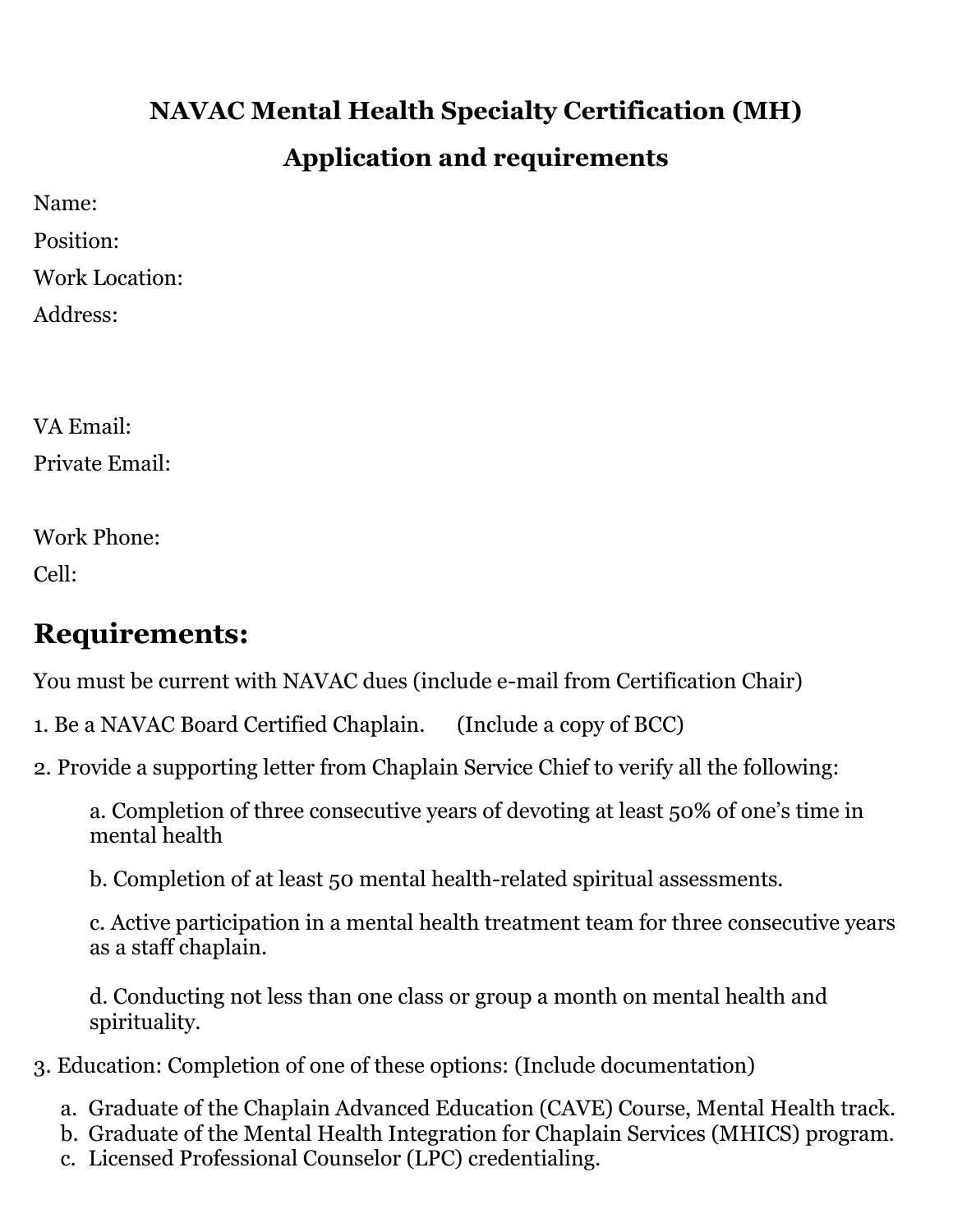# NAVAC Mental Health Specialty Certification (MH)

## Application and requirements

Name:

Position:

Work Location:

Address:

VA Email:

Private Email:

Work Phone:

Cell:

## Requirements:

You must be current with NAVAC dues (include e-mail from Certification Chair)

1. Be a NAVAC Board Certified Chaplain. (Include a copy of BCC)

2. Provide a supporting letter from Chaplain Service Chief to verify all the following:

   a. Completion of three consecutive years of devoting at least 50% of one's time in mental health

   b. Completion of at least 50 mental health-related spiritual assessments.

   c. Active participation in a mental health treatment team for three consecutive years as a staff chaplain.

   d. Conducting not less than one class or group a month on mental health and spirituality.

3. Education: Completion of one of these options: (Include documentation)

   a. Graduate of the Chaplain Advanced Education (CAVE) Course, Mental Health track.
   b. Graduate of the Mental Health Integration for Chaplain Services (MHICS) program.
   c. Licensed Professional Counselor (LPC) credentialing.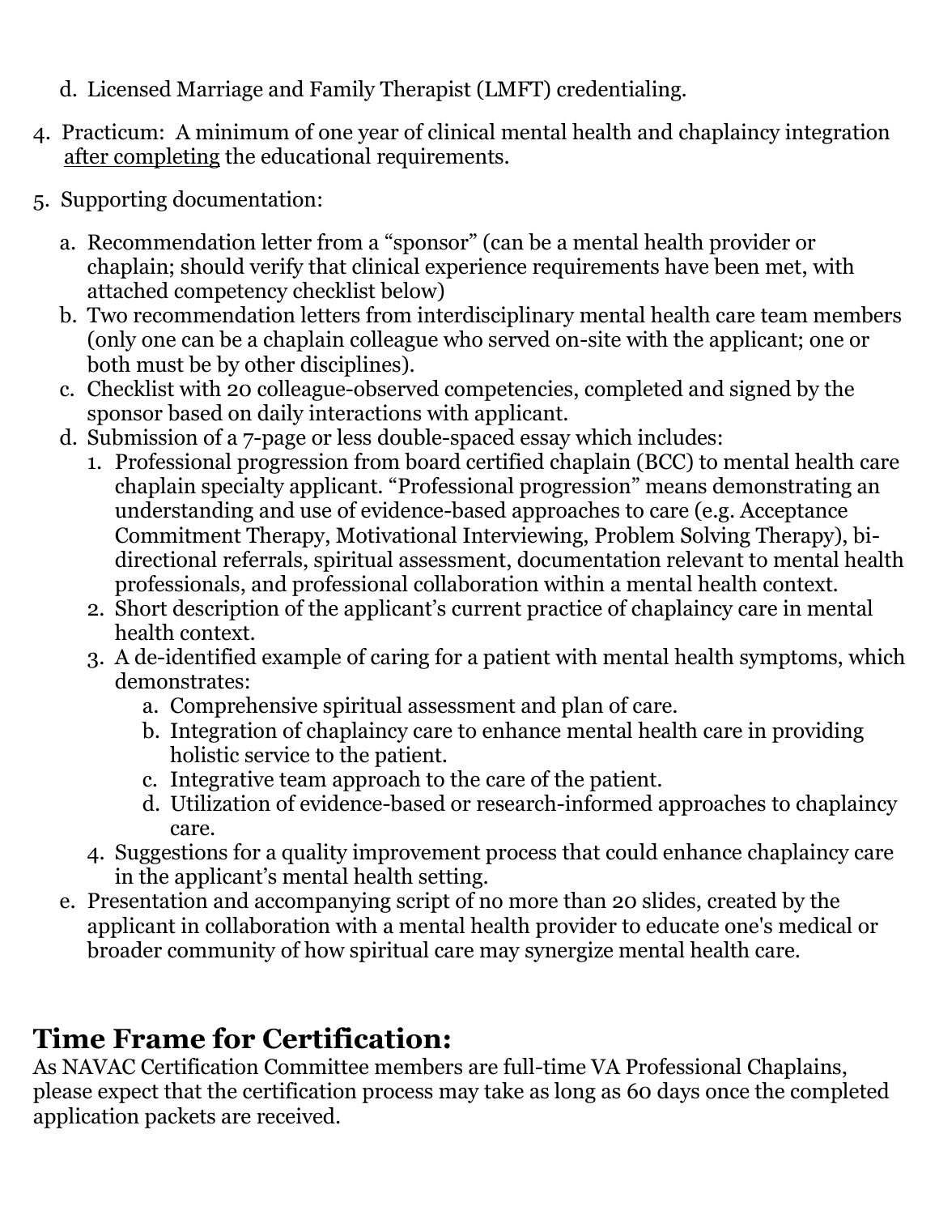d. Licensed Marriage and Family Therapist (LMFT) credentialing.

4. Practicum: A minimum of one year of clinical mental health and chaplaincy integration after completing the educational requirements.

5. Supporting documentation:

   a. Recommendation letter from a "sponsor" (can be a mental health provider or chaplain; should verify that clinical experience requirements have been met, with attached competency checklist below)
   b. Two recommendation letters from interdisciplinary mental health care team members (only one can be a chaplain colleague who served on-site with the applicant; one or both must be by other disciplines).
   c. Checklist with 20 colleague-observed competencies, completed and signed by the sponsor based on daily interactions with applicant.
   d. Submission of a 7-page or less double-spaced essay which includes:
      1. Professional progression from board certified chaplain (BCC) to mental health care chaplain specialty applicant. "Professional progression" means demonstrating an understanding and use of evidence-based approaches to care (e.g. Acceptance Commitment Therapy, Motivational Interviewing, Problem Solving Therapy), bi-directional referrals, spiritual assessment, documentation relevant to mental health professionals, and professional collaboration within a mental health context.
      2. Short description of the applicant's current practice of chaplaincy care in mental health context.
      3. A de-identified example of caring for a patient with mental health symptoms, which demonstrates:
         a. Comprehensive spiritual assessment and plan of care.
         b. Integration of chaplaincy care to enhance mental health care in providing holistic service to the patient.
         c. Integrative team approach to the care of the patient.
         d. Utilization of evidence-based or research-informed approaches to chaplaincy care.
      4. Suggestions for a quality improvement process that could enhance chaplaincy care in the applicant's mental health setting.
   e. Presentation and accompanying script of no more than 20 slides, created by the applicant in collaboration with a mental health provider to educate one's medical or broader community of how spiritual care may synergize mental health care.

## Time Frame for Certification:

As NAVAC Certification Committee members are full-time VA Professional Chaplains, please expect that the certification process may take as long as 60 days once the completed application packets are received.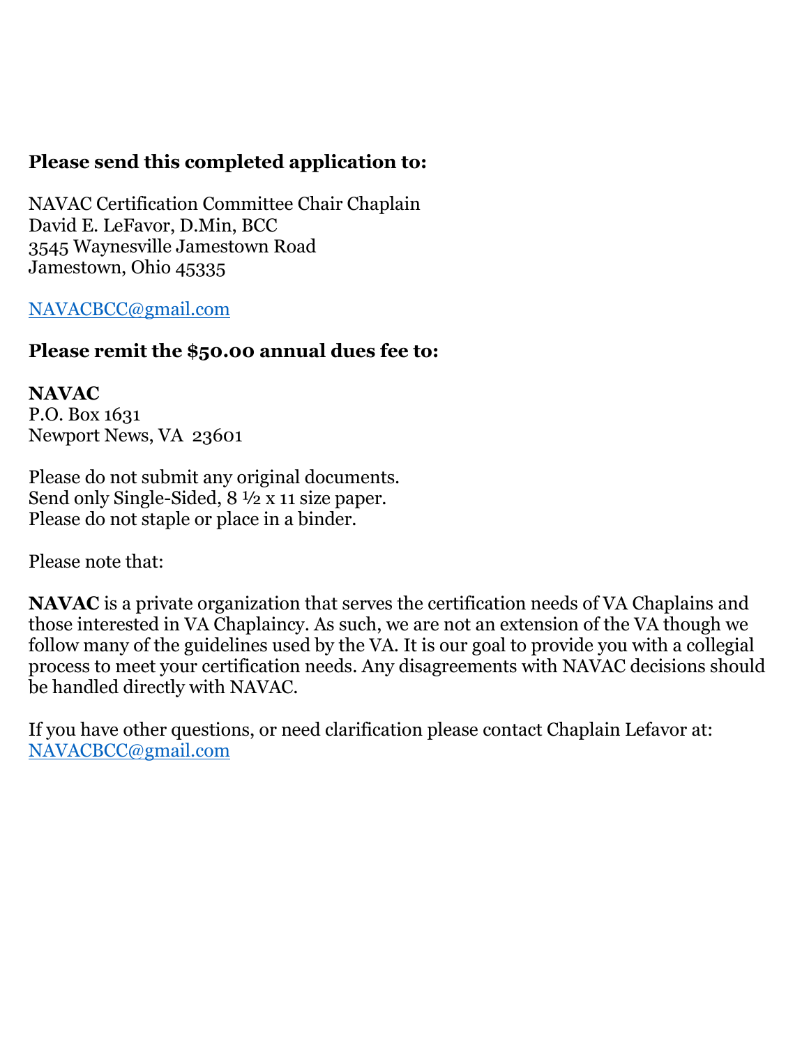**Please send this completed application to:**

NAVAC Certification Committee Chair Chaplain
David E. LeFavor, D.Min, BCC
3545 Waynesville Jamestown Road
Jamestown, Ohio 45335

NAVACBCC@gmail.com

**Please remit the $50.00 annual dues fee to:**

**NAVAC**
P.O. Box 1631
Newport News, VA 23601

Please do not submit any original documents.
Send only Single-Sided, 8 ½ x 11 size paper.
Please do not staple or place in a binder.

Please note that:

**NAVAC** is a private organization that serves the certification needs of VA Chaplains and those interested in VA Chaplaincy. As such, we are not an extension of the VA though we follow many of the guidelines used by the VA. It is our goal to provide you with a collegial process to meet your certification needs. Any disagreements with NAVAC decisions should be handled directly with NAVAC.

If you have other questions, or need clarification please contact Chaplain Lefavor at: NAVACBCC@gmail.com